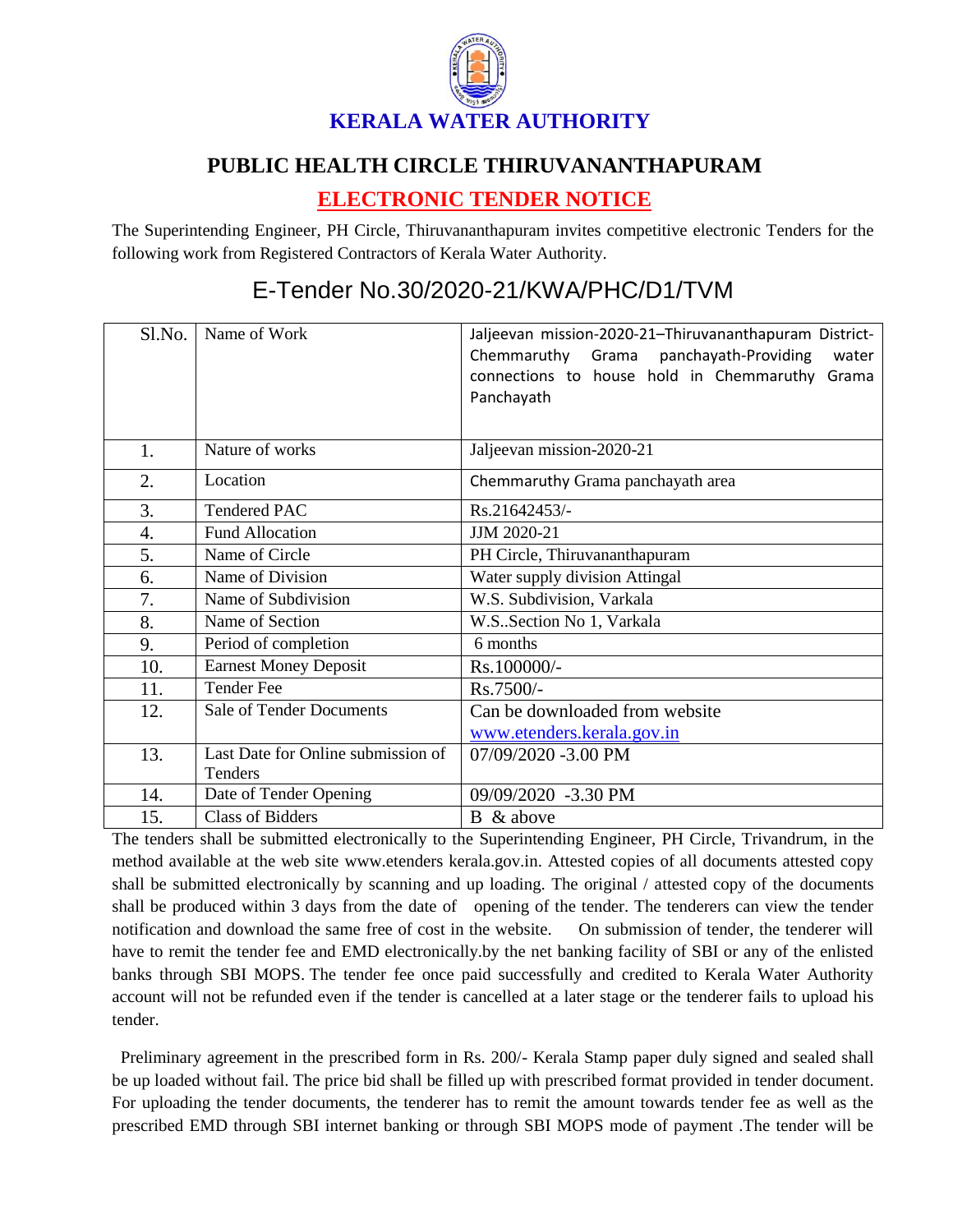# KERALA WATER AUTHORITY

## PUBLIC HEALTH CIRCLE THIRUVANANTHAPURAM

## ELECTRONIC TENDER NOTICE

The Superintending Engineer, PH Circle, Thiruvananthapuram invites competitive electronic Tenders for the following work from Registered Contractors of Kerala Water Authority.

## E-Tender No.30/2020-21/KWA/PHC/D1/TVM

| Sl.No. | Name of Work | Jaljeevan mission-2020-21–Thiruvananthapuram District-Chemmaruthy Grama panchayath-Providing water connections to house hold in Chemmaruthy Grama Panchayath |
|---|---|---|
| 1. | Nature of works | Jaljeevan mission-2020-21 |
| 2. | Location | Chemmaruthy Grama panchayath area |
| 3. | Tendered PAC | Rs.21642453/- |
| 4. | Fund Allocation | JJM 2020-21 |
| 5. | Name of Circle | PH Circle, Thiruvananthapuram |
| 6. | Name of Division | Water supply division Attingal |
| 7. | Name of Subdivision | W.S. Subdivision, Varkala |
| 8. | Name of Section | W.S..Section No 1, Varkala |
| 9. | Period of completion | 6 months |
| 10. | Earnest Money Deposit | Rs.100000/- |
| 11. | Tender Fee | Rs.7500/- |
| 12. | Sale of Tender Documents | Can be downloaded from website www.etenders.kerala.gov.in |
| 13. | Last Date for Online submission of Tenders | 07/09/2020 -3.00 PM |
| 14. | Date of Tender Opening | 09/09/2020 -3.30 PM |
| 15. | Class of Bidders | B & above |

The tenders shall be submitted electronically to the Superintending Engineer, PH Circle, Trivandrum, in the method available at the web site www.etenders kerala.gov.in. Attested copies of all documents attested copy shall be submitted electronically by scanning and up loading. The original / attested copy of the documents shall be produced within 3 days from the date of opening of the tender. The tenderers can view the tender notification and download the same free of cost in the website. On submission of tender, the tenderer will have to remit the tender fee and EMD electronically.by the net banking facility of SBI or any of the enlisted banks through SBI MOPS. The tender fee once paid successfully and credited to Kerala Water Authority account will not be refunded even if the tender is cancelled at a later stage or the tenderer fails to upload his tender.

Preliminary agreement in the prescribed form in Rs. 200/- Kerala Stamp paper duly signed and sealed shall be up loaded without fail. The price bid shall be filled up with prescribed format provided in tender document. For uploading the tender documents, the tenderer has to remit the amount towards tender fee as well as the prescribed EMD through SBI internet banking or through SBI MOPS mode of payment .The tender will be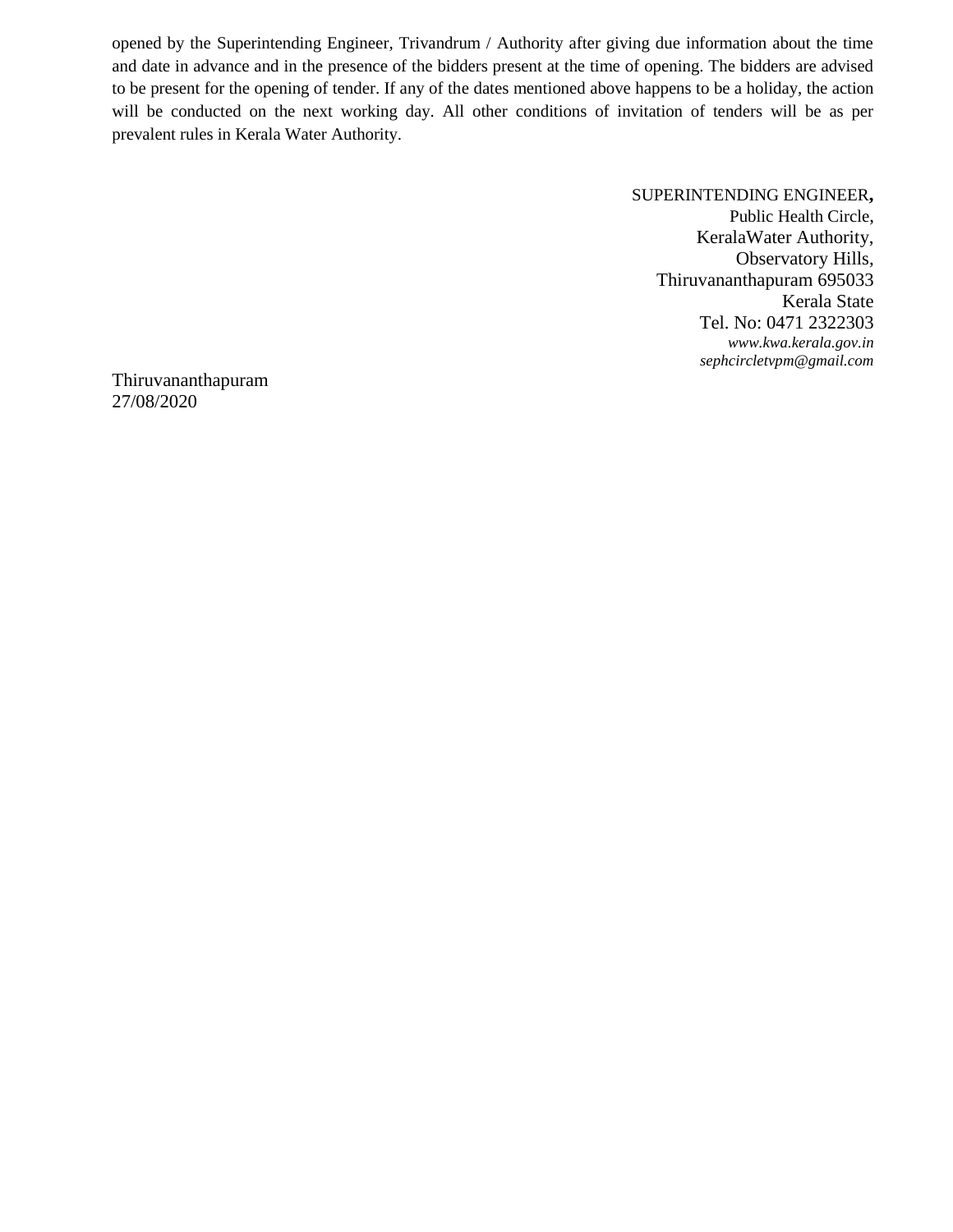opened by the Superintending Engineer, Trivandrum / Authority after giving due information about the time and date in advance and in the presence of the bidders present at the time of opening. The bidders are advised to be present for the opening of tender. If any of the dates mentioned above happens to be a holiday, the action will be conducted on the next working day. All other conditions of invitation of tenders will be as per prevalent rules in Kerala Water Authority.

SUPERINTENDING ENGINEER**,**
Public Health Circle,
KeralaWater Authority,
Observatory Hills,
Thiruvananthapuram 695033
Kerala State
Tel. No: 0471 2322303
*www.kwa.kerala.gov.in*
*sephcircletvpm@gmail.com*

Thiruvananthapuram
27/08/2020